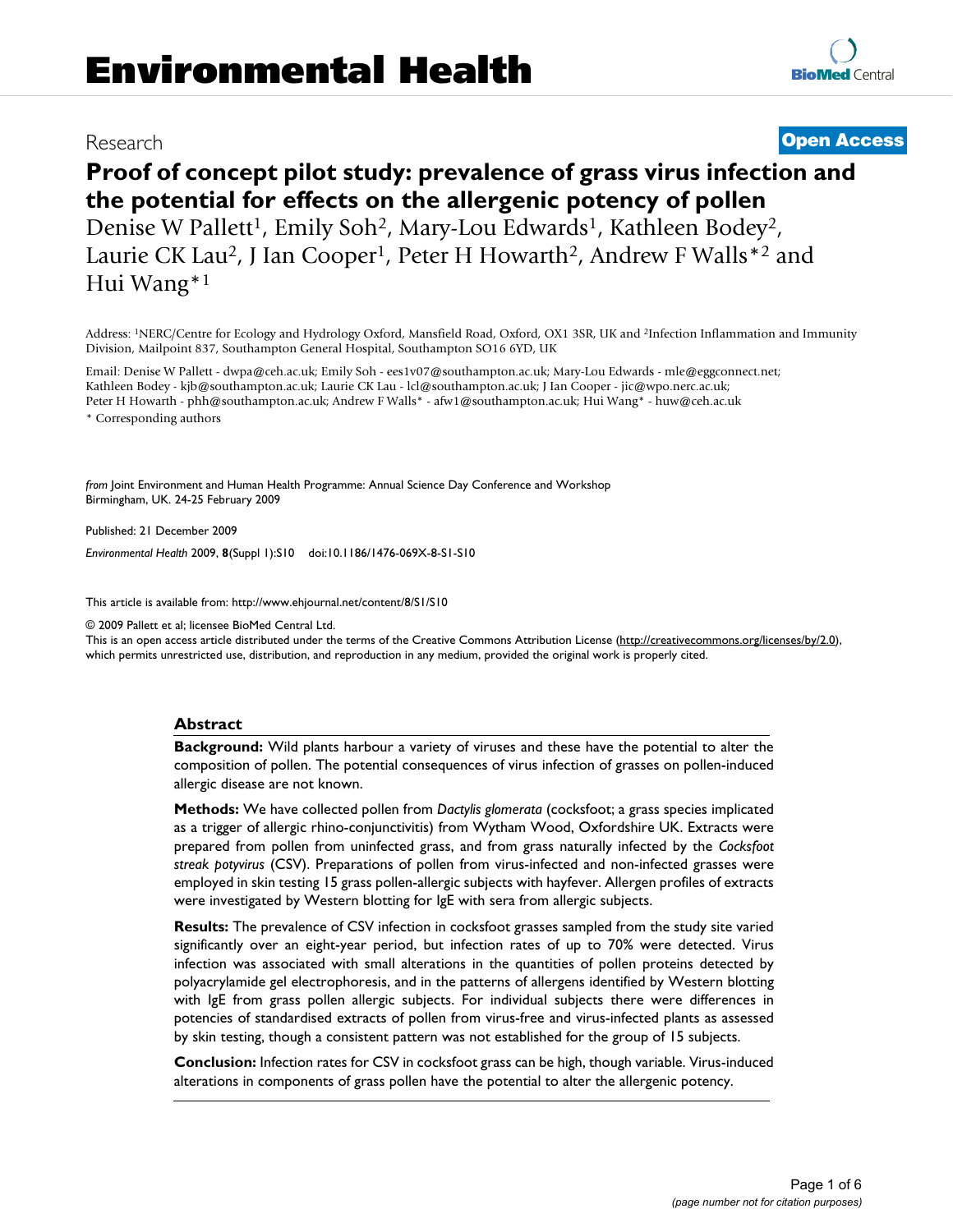Research

**Open Access**

# Proof of concept pilot study: prevalence of grass virus infection and the potential for effects on the allergenic potency of pollen

Denise W Pallett[1], Emily Soh[2], Mary-Lou Edwards[1], Kathleen Bodey[2], Laurie CK Lau[2], J Ian Cooper[1], Peter H Howarth[2], Andrew F Walls*[2] and Hui Wang*[1]

Address: [1]NERC/Centre for Ecology and Hydrology Oxford, Mansfield Road, Oxford, OX1 3SR, UK and [2]Infection Inflammation and Immunity Division, Mailpoint 837, Southampton General Hospital, Southampton SO16 6YD, UK

Email: Denise W Pallett - dwpa@ceh.ac.uk; Emily Soh - ees1v07@southampton.ac.uk; Mary-Lou Edwards - mle@eggconnect.net; Kathleen Bodey - kjb@southampton.ac.uk; Laurie CK Lau - lcl@southampton.ac.uk; J Ian Cooper - jic@wpo.nerc.ac.uk; Peter H Howarth - phh@southampton.ac.uk; Andrew F Walls* - afw1@southampton.ac.uk; Hui Wang* - huw@ceh.ac.uk

\* Corresponding authors

*from* Joint Environment and Human Health Programme: Annual Science Day Conference and Workshop
Birmingham, UK. 24-25 February 2009

Published: 21 December 2009

*Environmental Health* 2009, **8**(Suppl 1):S10 doi:10.1186/1476-069X-8-S1-S10

This article is available from: http://www.ehjournal.net/content/8/S1/S10

© 2009 Pallett et al; licensee BioMed Central Ltd.
This is an open access article distributed under the terms of the Creative Commons Attribution License (http://creativecommons.org/licenses/by/2.0), which permits unrestricted use, distribution, and reproduction in any medium, provided the original work is properly cited.

## Abstract

**Background:** Wild plants harbour a variety of viruses and these have the potential to alter the composition of pollen. The potential consequences of virus infection of grasses on pollen-induced allergic disease are not known.

**Methods:** We have collected pollen from *Dactylis glomerata* (cocksfoot; a grass species implicated as a trigger of allergic rhino-conjunctivitis) from Wytham Wood, Oxfordshire UK. Extracts were prepared from pollen from uninfected grass, and from grass naturally infected by the *Cocksfoot streak potyvirus* (CSV). Preparations of pollen from virus-infected and non-infected grasses were employed in skin testing 15 grass pollen-allergic subjects with hayfever. Allergen profiles of extracts were investigated by Western blotting for IgE with sera from allergic subjects.

**Results:** The prevalence of CSV infection in cocksfoot grasses sampled from the study site varied significantly over an eight-year period, but infection rates of up to 70% were detected. Virus infection was associated with small alterations in the quantities of pollen proteins detected by polyacrylamide gel electrophoresis, and in the patterns of allergens identified by Western blotting with IgE from grass pollen allergic subjects. For individual subjects there were differences in potencies of standardised extracts of pollen from virus-free and virus-infected plants as assessed by skin testing, though a consistent pattern was not established for the group of 15 subjects.

**Conclusion:** Infection rates for CSV in cocksfoot grass can be high, though variable. Virus-induced alterations in components of grass pollen have the potential to alter the allergenic potency.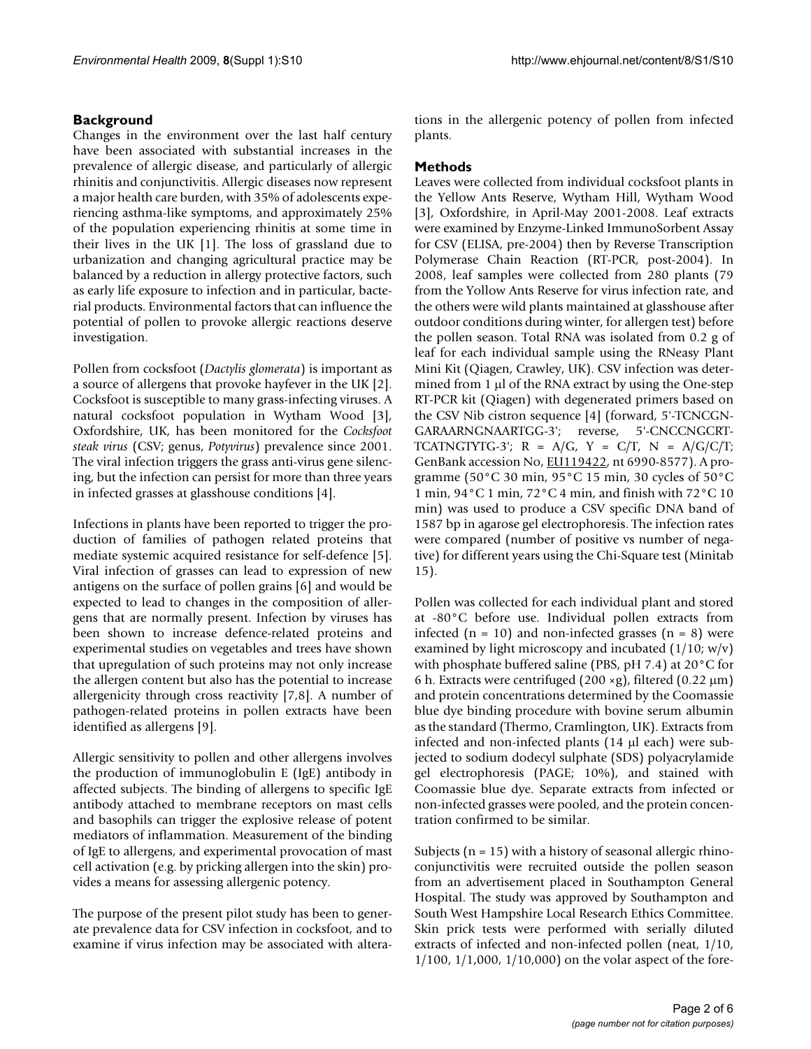## Background

Changes in the environment over the last half century have been associated with substantial increases in the prevalence of allergic disease, and particularly of allergic rhinitis and conjunctivitis. Allergic diseases now represent a major health care burden, with 35% of adolescents experiencing asthma-like symptoms, and approximately 25% of the population experiencing rhinitis at some time in their lives in the UK [1]. The loss of grassland due to urbanization and changing agricultural practice may be balanced by a reduction in allergy protective factors, such as early life exposure to infection and in particular, bacterial products. Environmental factors that can influence the potential of pollen to provoke allergic reactions deserve investigation.

Pollen from cocksfoot (*Dactylis glomerata*) is important as a source of allergens that provoke hayfever in the UK [2]. Cocksfoot is susceptible to many grass-infecting viruses. A natural cocksfoot population in Wytham Wood [3], Oxfordshire, UK, has been monitored for the *Cocksfoot steak virus* (CSV; genus, *Potyvirus*) prevalence since 2001. The viral infection triggers the grass anti-virus gene silencing, but the infection can persist for more than three years in infected grasses at glasshouse conditions [4].

Infections in plants have been reported to trigger the production of families of pathogen related proteins that mediate systemic acquired resistance for self-defence [5]. Viral infection of grasses can lead to expression of new antigens on the surface of pollen grains [6] and would be expected to lead to changes in the composition of allergens that are normally present. Infection by viruses has been shown to increase defence-related proteins and experimental studies on vegetables and trees have shown that upregulation of such proteins may not only increase the allergen content but also has the potential to increase allergenicity through cross reactivity [7,8]. A number of pathogen-related proteins in pollen extracts have been identified as allergens [9].

Allergic sensitivity to pollen and other allergens involves the production of immunoglobulin E (IgE) antibody in affected subjects. The binding of allergens to specific IgE antibody attached to membrane receptors on mast cells and basophils can trigger the explosive release of potent mediators of inflammation. Measurement of the binding of IgE to allergens, and experimental provocation of mast cell activation (e.g. by pricking allergen into the skin) provides a means for assessing allergenic potency.

The purpose of the present pilot study has been to generate prevalence data for CSV infection in cocksfoot, and to examine if virus infection may be associated with alterations in the allergenic potency of pollen from infected plants.

## Methods

Leaves were collected from individual cocksfoot plants in the Yellow Ants Reserve, Wytham Hill, Wytham Wood [3], Oxfordshire, in April-May 2001-2008. Leaf extracts were examined by Enzyme-Linked ImmunoSorbent Assay for CSV (ELISA, pre-2004) then by Reverse Transcription Polymerase Chain Reaction (RT-PCR, post-2004). In 2008, leaf samples were collected from 280 plants (79 from the Yollow Ants Reserve for virus infection rate, and the others were wild plants maintained at glasshouse after outdoor conditions during winter, for allergen test) before the pollen season. Total RNA was isolated from 0.2 g of leaf for each individual sample using the RNeasy Plant Mini Kit (Qiagen, Crawley, UK). CSV infection was determined from 1 μl of the RNA extract by using the One-step RT-PCR kit (Qiagen) with degenerated primers based on the CSV Nib cistron sequence [4] (forward, 5'-TCNCGN-GARAARNGNAARTGG-3'; reverse, 5'-CNCCNGCRT-TCATNGTYTG-3'; R = A/G, Y = C/T, N = A/G/C/T; GenBank accession No, EU119422, nt 6990-8577). A programme (50°C 30 min, 95°C 15 min, 30 cycles of 50°C 1 min, 94°C 1 min, 72°C 4 min, and finish with 72°C 10 min) was used to produce a CSV specific DNA band of 1587 bp in agarose gel electrophoresis. The infection rates were compared (number of positive vs number of negative) for different years using the Chi-Square test (Minitab 15).

Pollen was collected for each individual plant and stored at -80°C before use. Individual pollen extracts from infected (n = 10) and non-infected grasses (n = 8) were examined by light microscopy and incubated (1/10; w/v) with phosphate buffered saline (PBS, pH 7.4) at 20°C for 6 h. Extracts were centrifuged (200 ×g), filtered (0.22 μm) and protein concentrations determined by the Coomassie blue dye binding procedure with bovine serum albumin as the standard (Thermo, Cramlington, UK). Extracts from infected and non-infected plants (14 μl each) were subjected to sodium dodecyl sulphate (SDS) polyacrylamide gel electrophoresis (PAGE; 10%), and stained with Coomassie blue dye. Separate extracts from infected or non-infected grasses were pooled, and the protein concentration confirmed to be similar.

Subjects (n = 15) with a history of seasonal allergic rhinoconjunctivitis were recruited outside the pollen season from an advertisement placed in Southampton General Hospital. The study was approved by Southampton and South West Hampshire Local Research Ethics Committee. Skin prick tests were performed with serially diluted extracts of infected and non-infected pollen (neat, 1/10, 1/100, 1/1,000, 1/10,000) on the volar aspect of the fore-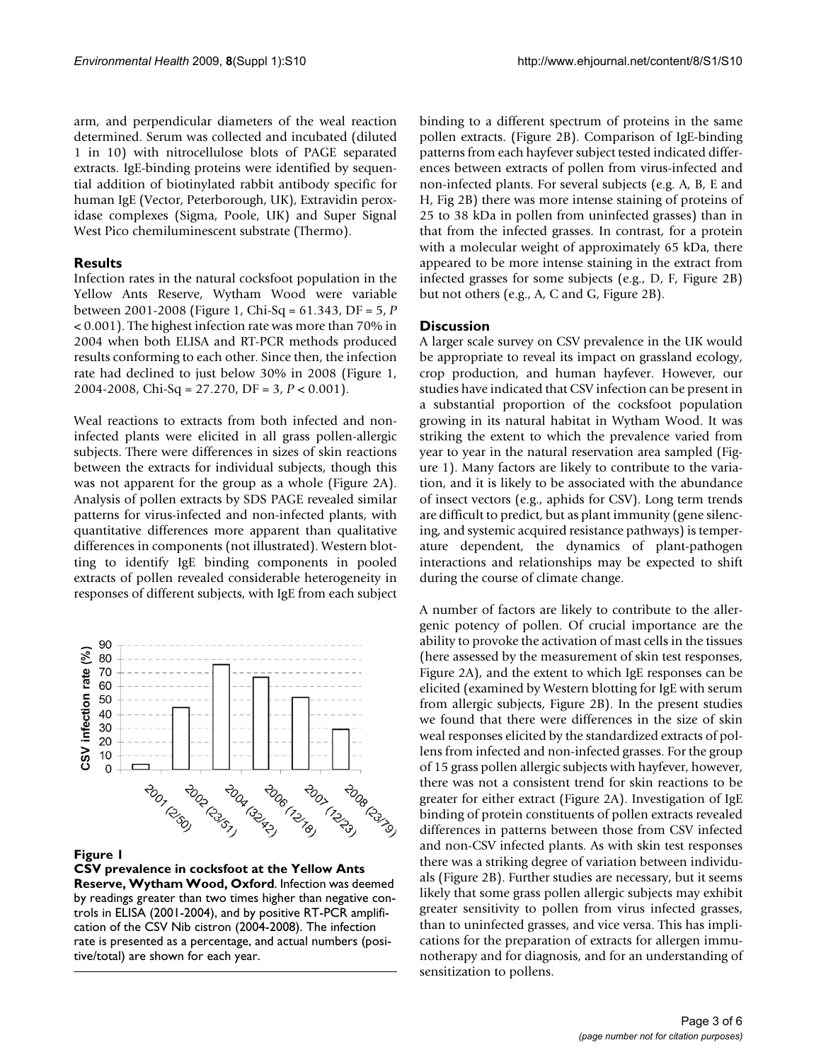arm, and perpendicular diameters of the weal reaction determined. Serum was collected and incubated (diluted 1 in 10) with nitrocellulose blots of PAGE separated extracts. IgE-binding proteins were identified by sequential addition of biotinylated rabbit antibody specific for human IgE (Vector, Peterborough, UK), Extravidin peroxidase complexes (Sigma, Poole, UK) and Super Signal West Pico chemiluminescent substrate (Thermo).

## Results

Infection rates in the natural cocksfoot population in the Yellow Ants Reserve, Wytham Wood were variable between 2001-2008 (Figure 1, Chi-Sq = 61.343, DF = 5, $P < 0.001$). The highest infection rate was more than 70% in 2004 when both ELISA and RT-PCR methods produced results conforming to each other. Since then, the infection rate had declined to just below 30% in 2008 (Figure 1, 2004-2008, Chi-Sq = 27.270, DF = 3, $P < 0.001$).

Weal reactions to extracts from both infected and non-infected plants were elicited in all grass pollen-allergic subjects. There were differences in sizes of skin reactions between the extracts for individual subjects, though this was not apparent for the group as a whole (Figure 2A). Analysis of pollen extracts by SDS PAGE revealed similar patterns for virus-infected and non-infected plants, with quantitative differences more apparent than qualitative differences in components (not illustrated). Western blotting to identify IgE binding components in pooled extracts of pollen revealed considerable heterogeneity in responses of different subjects, with IgE from each subject binding to a different spectrum of proteins in the same pollen extracts. (Figure 2B). Comparison of IgE-binding patterns from each hayfever subject tested indicated differences between extracts of pollen from virus-infected and non-infected plants. For several subjects (e.g. A, B, E and H, Fig 2B) there was more intense staining of proteins of 25 to 38 kDa in pollen from uninfected grasses) than in that from the infected grasses. In contrast, for a protein with a molecular weight of approximately 65 kDa, there appeared to be more intense staining in the extract from infected grasses for some subjects (e.g., D, F, Figure 2B) but not others (e.g., A, C and G, Figure 2B).

| Year (positive/total) | CSV infection rate (%) |
|---|---|
| 2001 (2/50) | |
| 2002 (23/51) | |
| 2004 (32/42) | |
| 2006 (12/18) | |
| 2007 (12/23) | |
| 2008 (23/79) | |

**Figure 1**

**CSV prevalence in cocksfoot at the Yellow Ants Reserve, Wytham Wood, Oxford**. Infection was deemed by readings greater than two times higher than negative controls in ELISA (2001-2004), and by positive RT-PCR amplification of the CSV Nib cistron (2004-2008). The infection rate is presented as a percentage, and actual numbers (positive/total) are shown for each year.

## Discussion

A larger scale survey on CSV prevalence in the UK would be appropriate to reveal its impact on grassland ecology, crop production, and human hayfever. However, our studies have indicated that CSV infection can be present in a substantial proportion of the cocksfoot population growing in its natural habitat in Wytham Wood. It was striking the extent to which the prevalence varied from year to year in the natural reservation area sampled (Figure 1). Many factors are likely to contribute to the variation, and it is likely to be associated with the abundance of insect vectors (e.g., aphids for CSV). Long term trends are difficult to predict, but as plant immunity (gene silencing, and systemic acquired resistance pathways) is temperature dependent, the dynamics of plant-pathogen interactions and relationships may be expected to shift during the course of climate change.

A number of factors are likely to contribute to the allergenic potency of pollen. Of crucial importance are the ability to provoke the activation of mast cells in the tissues (here assessed by the measurement of skin test responses, Figure 2A), and the extent to which IgE responses can be elicited (examined by Western blotting for IgE with serum from allergic subjects, Figure 2B). In the present studies we found that there were differences in the size of skin weal responses elicited by the standardized extracts of pollens from infected and non-infected grasses. For the group of 15 grass pollen allergic subjects with hayfever, however, there was not a consistent trend for skin reactions to be greater for either extract (Figure 2A). Investigation of IgE binding of protein constituents of pollen extracts revealed differences in patterns between those from CSV infected and non-CSV infected plants. As with skin test responses there was a striking degree of variation between individuals (Figure 2B). Further studies are necessary, but it seems likely that some grass pollen allergic subjects may exhibit greater sensitivity to pollen from virus infected grasses, than to uninfected grasses, and vice versa. This has implications for the preparation of extracts for allergen immunotherapy and for diagnosis, and for an understanding of sensitization to pollens.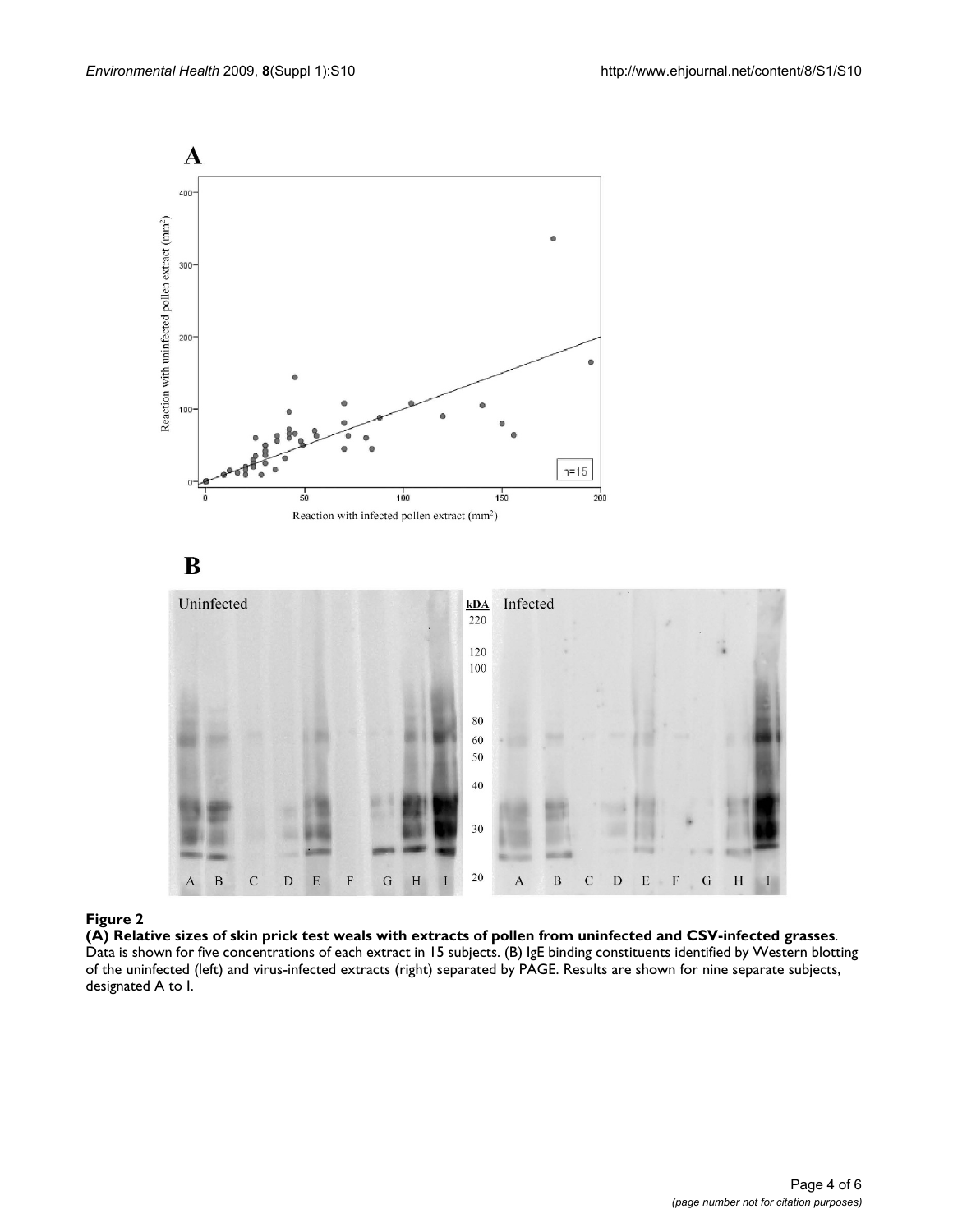**Figure 2**

**(A) Relative sizes of skin prick test weals with extracts of pollen from uninfected and CSV-infected grasses**. Data is shown for five concentrations of each extract in 15 subjects. (B) IgE binding constituents identified by Western blotting of the uninfected (left) and virus-infected extracts (right) separated by PAGE. Results are shown for nine separate subjects, designated A to I.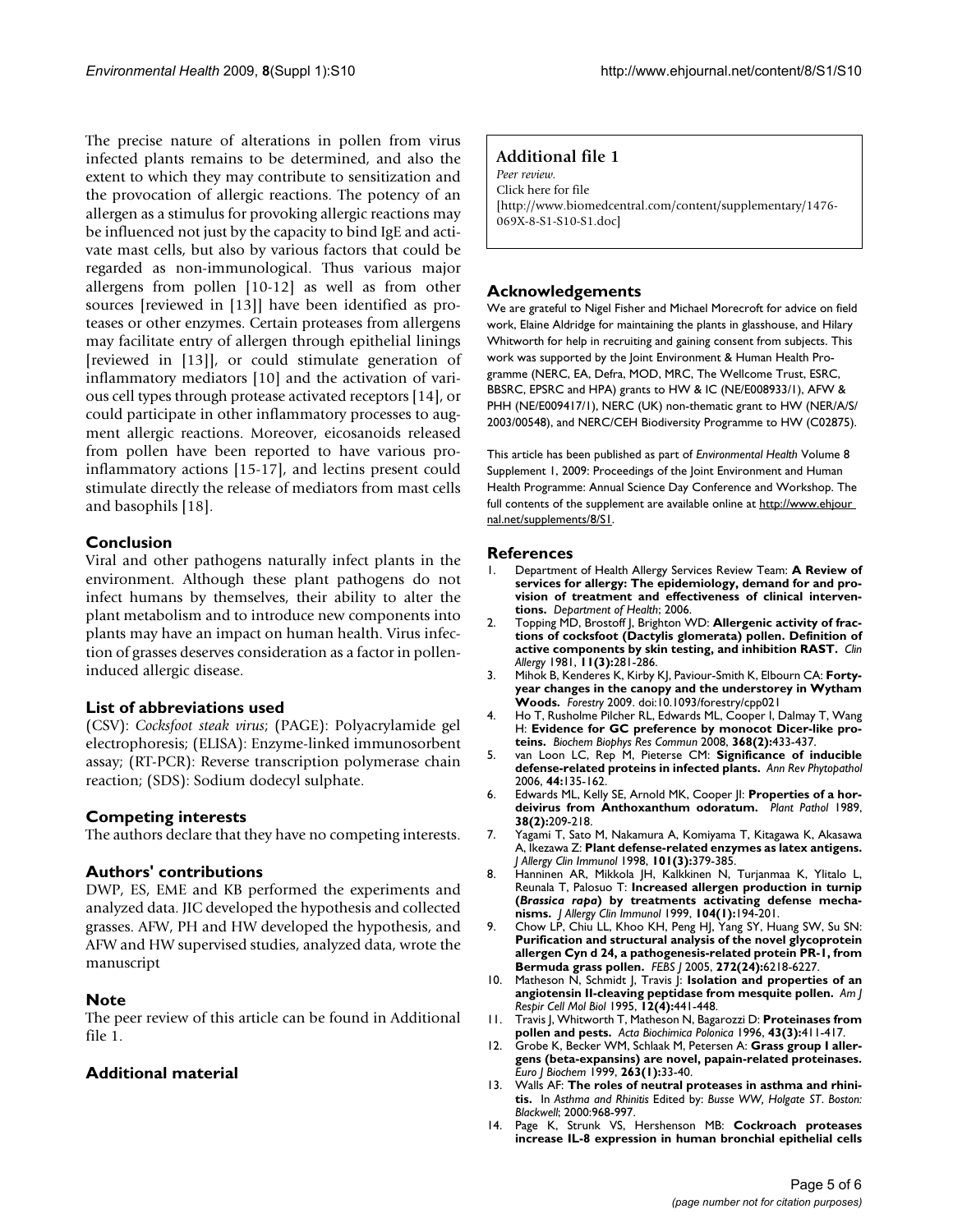The precise nature of alterations in pollen from virus infected plants remains to be determined, and also the extent to which they may contribute to sensitization and the provocation of allergic reactions. The potency of an allergen as a stimulus for provoking allergic reactions may be influenced not just by the capacity to bind IgE and activate mast cells, but also by various factors that could be regarded as non-immunological. Thus various major allergens from pollen [10-12] as well as from other sources [reviewed in [13]] have been identified as proteases or other enzymes. Certain proteases from allergens may facilitate entry of allergen through epithelial linings [reviewed in [13]], or could stimulate generation of inflammatory mediators [10] and the activation of various cell types through protease activated receptors [14], or could participate in other inflammatory processes to augment allergic reactions. Moreover, eicosanoids released from pollen have been reported to have various pro-inflammatory actions [15-17], and lectins present could stimulate directly the release of mediators from mast cells and basophils [18].

## Conclusion

Viral and other pathogens naturally infect plants in the environment. Although these plant pathogens do not infect humans by themselves, their ability to alter the plant metabolism and to introduce new components into plants may have an impact on human health. Virus infection of grasses deserves consideration as a factor in pollen-induced allergic disease.

## List of abbreviations used

(CSV): *Cocksfoot steak virus*; (PAGE): Polyacrylamide gel electrophoresis; (ELISA): Enzyme-linked immunosorbent assay; (RT-PCR): Reverse transcription polymerase chain reaction; (SDS): Sodium dodecyl sulphate.

## Competing interests

The authors declare that they have no competing interests.

## Authors' contributions

DWP, ES, EME and KB performed the experiments and analyzed data. JIC developed the hypothesis and collected grasses. AFW, PH and HW developed the hypothesis, and AFW and HW supervised studies, analyzed data, wrote the manuscript

## Note

The peer review of this article can be found in Additional file 1.

## Additional material

**Additional file 1**
*Peer review.*
Click here for file
[http://www.biomedcentral.com/content/supplementary/1476-069X-8-S1-S10-S1.doc]

## Acknowledgements

We are grateful to Nigel Fisher and Michael Morecroft for advice on field work, Elaine Aldridge for maintaining the plants in glasshouse, and Hilary Whitworth for help in recruiting and gaining consent from subjects. This work was supported by the Joint Environment & Human Health Programme (NERC, EA, Defra, MOD, MRC, The Wellcome Trust, ESRC, BBSRC, EPSRC and HPA) grants to HW & IC (NE/E008933/1), AFW & PHH (NE/E009417/1), NERC (UK) non-thematic grant to HW (NER/A/S/2003/00548), and NERC/CEH Biodiversity Programme to HW (C02875).

This article has been published as part of *Environmental Health* Volume 8 Supplement 1, 2009: Proceedings of the Joint Environment and Human Health Programme: Annual Science Day Conference and Workshop. The full contents of the supplement are available online at http://www.ehjournal.net/supplements/8/S1.

## References

1. Department of Health Allergy Services Review Team: **A Review of services for allergy: The epidemiology, demand for and provision of treatment and effectiveness of clinical interventions.** *Department of Health*; 2006.
2. Topping MD, Brostoff J, Brighton WD: **Allergenic activity of fractions of cocksfoot (Dactylis glomerata) pollen. Definition of active components by skin testing, and inhibition RAST.** *Clin Allergy* 1981, **11(3):**281-286.
3. Mihok B, Kenderes K, Kirby KJ, Paviour-Smith K, Elbourn CA: **Forty-year changes in the canopy and the understorey in Wytham Woods.** *Forestry* 2009. doi:10.1093/forestry/cpp021
4. Ho T, Rusholme Pilcher RL, Edwards ML, Cooper I, Dalmay T, Wang H: **Evidence for GC preference by monocot Dicer-like proteins.** *Biochem Biophys Res Commun* 2008, **368(2):**433-437.
5. van Loon LC, Rep M, Pieterse CM: **Significance of inducible defense-related proteins in infected plants.** *Ann Rev Phytopathol* 2006, **44:**135-162.
6. Edwards ML, Kelly SE, Arnold MK, Cooper JI: **Properties of a hordeivirus from Anthoxanthum odoratum.** *Plant Pathol* 1989, **38(2):**209-218.
7. Yagami T, Sato M, Nakamura A, Komiyama T, Kitagawa K, Akasawa A, Ikezawa Z: **Plant defense-related enzymes as latex antigens.** *J Allergy Clin Immunol* 1998, **101(3):**379-385.
8. Hanninen AR, Mikkola JH, Kalkkinen N, Turjanmaa K, Ylitalo L, Reunala T, Palosuo T: **Increased allergen production in turnip (*Brassica rapa*) by treatments activating defense mechanisms.** *J Allergy Clin Immunol* 1999, **104(1):**194-201.
9. Chow LP, Chiu LL, Khoo KH, Peng HJ, Yang SY, Huang SW, Su SN: **Purification and structural analysis of the novel glycoprotein allergen Cyn d 24, a pathogenesis-related protein PR-1, from Bermuda grass pollen.** *FEBS J* 2005, **272(24):**6218-6227.
10. Matheson N, Schmidt J, Travis J: **Isolation and properties of an angiotensin II-cleaving peptidase from mesquite pollen.** *Am J Respir Cell Mol Biol* 1995, **12(4):**441-448.
11. Travis J, Whitworth T, Matheson N, Bagarozzi D: **Proteinases from pollen and pests.** *Acta Biochimica Polonica* 1996, **43(3):**411-417.
12. Grobe K, Becker WM, Schlaak M, Petersen A: **Grass group I allergens (beta-expansins) are novel, papain-related proteinases.** *Euro J Biochem* 1999, **263(1):**33-40.
13. Walls AF: **The roles of neutral proteases in asthma and rhinitis.** In *Asthma and Rhinitis* Edited by: *Busse WW, Holgate ST. Boston: Blackwell*; 2000:968-997.
14. Page K, Strunk VS, Hershenson MB: **Cockroach proteases increase IL-8 expression in human bronchial epithelial cells**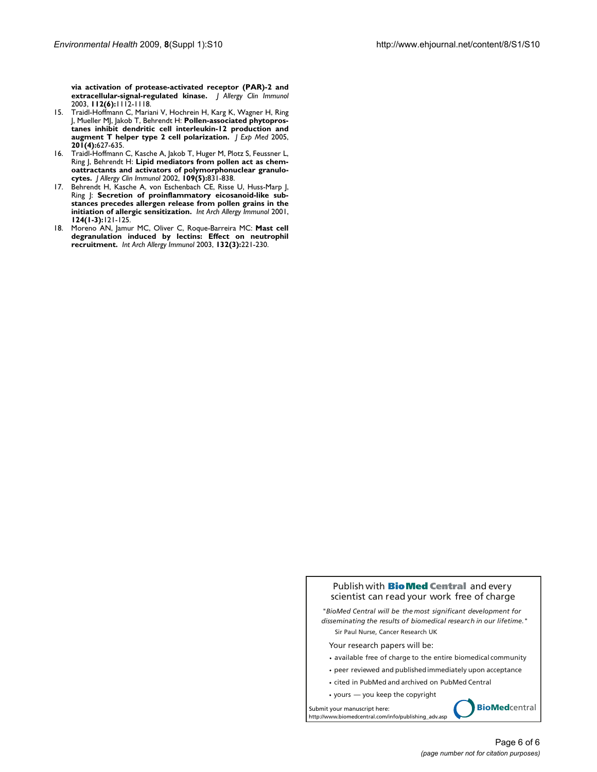via activation of protease-activated receptor (PAR)-2 and extracellular-signal-regulated kinase.** *J Allergy Clin Immunol* 2003, **112(6):**1112-1118.

15. Traidl-Hoffmann C, Mariani V, Hochrein H, Karg K, Wagner H, Ring J, Mueller MJ, Jakob T, Behrendt H: **Pollen-associated phytoprostanes inhibit dendritic cell interleukin-12 production and augment T helper type 2 cell polarization.** *J Exp Med* 2005, **201(4):**627-635.
16. Traidl-Hoffmann C, Kasche A, Jakob T, Huger M, Plotz S, Feussner L, Ring J, Behrendt H: **Lipid mediators from pollen act as chemoattractants and activators of polymorphonuclear granulocytes.** *J Allergy Clin Immunol* 2002, **109(5):**831-838.
17. Behrendt H, Kasche A, von Eschenbach CE, Risse U, Huss-Marp J, Ring J: **Secretion of proinflammatory eicosanoid-like substances precedes allergen release from pollen grains in the initiation of allergic sensitization.** *Int Arch Allergy Immunol* 2001, **124(1-3):**121-125.
18. Moreno AN, Jamur MC, Oliver C, Roque-Barreira MC: **Mast cell degranulation induced by lectins: Effect on neutrophil recruitment.** *Int Arch Allergy Immunol* 2003, **132(3):**221-230.

Publish with **BioMed Central** and every scientist can read your work free of charge

*"BioMed Central will be the most significant development for disseminating the results of biomedical research in our lifetime."*

Sir Paul Nurse, Cancer Research UK

Your research papers will be:

- available free of charge to the entire biomedical community
- peer reviewed and published immediately upon acceptance
- cited in PubMed and archived on PubMed Central
- yours — you keep the copyright

Submit your manuscript here:
http://www.biomedcentral.com/info/publishing_adv.asp

**BioMed**central